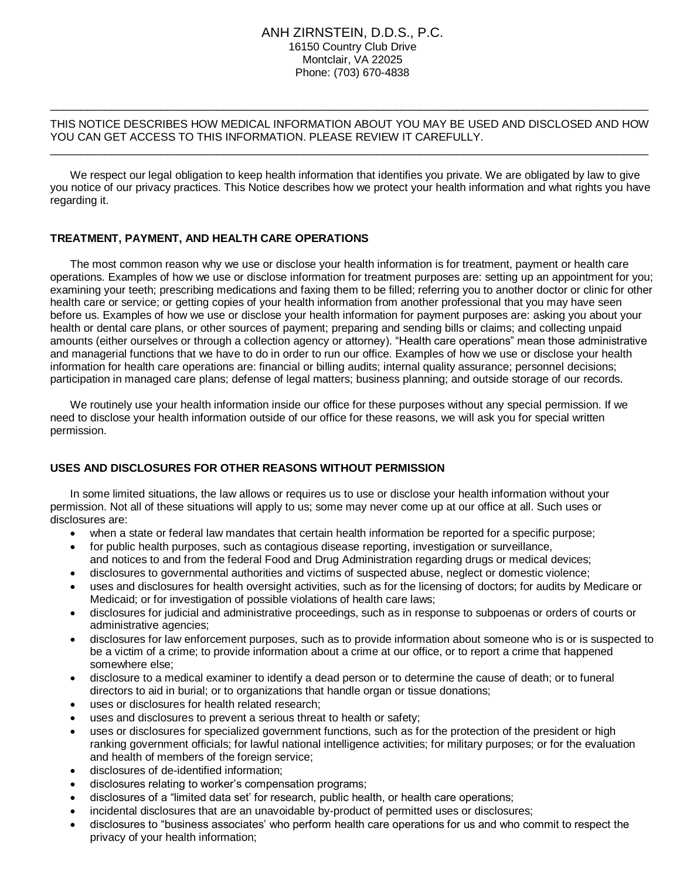# ANH ZIRNSTEIN, D.D.S., P.C.

16150 Country Club Drive
Montclair, VA 22025
Phone: (703) 670-4838

---

THIS NOTICE DESCRIBES HOW MEDICAL INFORMATION ABOUT YOU MAY BE USED AND DISCLOSED AND HOW YOU CAN GET ACCESS TO THIS INFORMATION. PLEASE REVIEW IT CAREFULLY.

---

We respect our legal obligation to keep health information that identifies you private. We are obligated by law to give you notice of our privacy practices. This Notice describes how we protect your health information and what rights you have regarding it.

## TREATMENT, PAYMENT, AND HEALTH CARE OPERATIONS

The most common reason why we use or disclose your health information is for treatment, payment or health care operations. Examples of how we use or disclose information for treatment purposes are: setting up an appointment for you; examining your teeth; prescribing medications and faxing them to be filled; referring you to another doctor or clinic for other health care or service; or getting copies of your health information from another professional that you may have seen before us. Examples of how we use or disclose your health information for payment purposes are: asking you about your health or dental care plans, or other sources of payment; preparing and sending bills or claims; and collecting unpaid amounts (either ourselves or through a collection agency or attorney). "Health care operations" mean those administrative and managerial functions that we have to do in order to run our office. Examples of how we use or disclose your health information for health care operations are: financial or billing audits; internal quality assurance; personnel decisions; participation in managed care plans; defense of legal matters; business planning; and outside storage of our records.

We routinely use your health information inside our office for these purposes without any special permission. If we need to disclose your health information outside of our office for these reasons, we will ask you for special written permission.

## USES AND DISCLOSURES FOR OTHER REASONS WITHOUT PERMISSION

In some limited situations, the law allows or requires us to use or disclose your health information without your permission. Not all of these situations will apply to us; some may never come up at our office at all. Such uses or disclosures are:

- when a state or federal law mandates that certain health information be reported for a specific purpose;
- for public health purposes, such as contagious disease reporting, investigation or surveillance, and notices to and from the federal Food and Drug Administration regarding drugs or medical devices;
- disclosures to governmental authorities and victims of suspected abuse, neglect or domestic violence;
- uses and disclosures for health oversight activities, such as for the licensing of doctors; for audits by Medicare or Medicaid; or for investigation of possible violations of health care laws;
- disclosures for judicial and administrative proceedings, such as in response to subpoenas or orders of courts or administrative agencies;
- disclosures for law enforcement purposes, such as to provide information about someone who is or is suspected to be a victim of a crime; to provide information about a crime at our office, or to report a crime that happened somewhere else;
- disclosure to a medical examiner to identify a dead person or to determine the cause of death; or to funeral directors to aid in burial; or to organizations that handle organ or tissue donations;
- uses or disclosures for health related research;
- uses and disclosures to prevent a serious threat to health or safety;
- uses or disclosures for specialized government functions, such as for the protection of the president or high ranking government officials; for lawful national intelligence activities; for military purposes; or for the evaluation and health of members of the foreign service;
- disclosures of de-identified information;
- disclosures relating to worker's compensation programs;
- disclosures of a "limited data set' for research, public health, or health care operations;
- incidental disclosures that are an unavoidable by-product of permitted uses or disclosures;
- disclosures to "business associates' who perform health care operations for us and who commit to respect the privacy of your health information;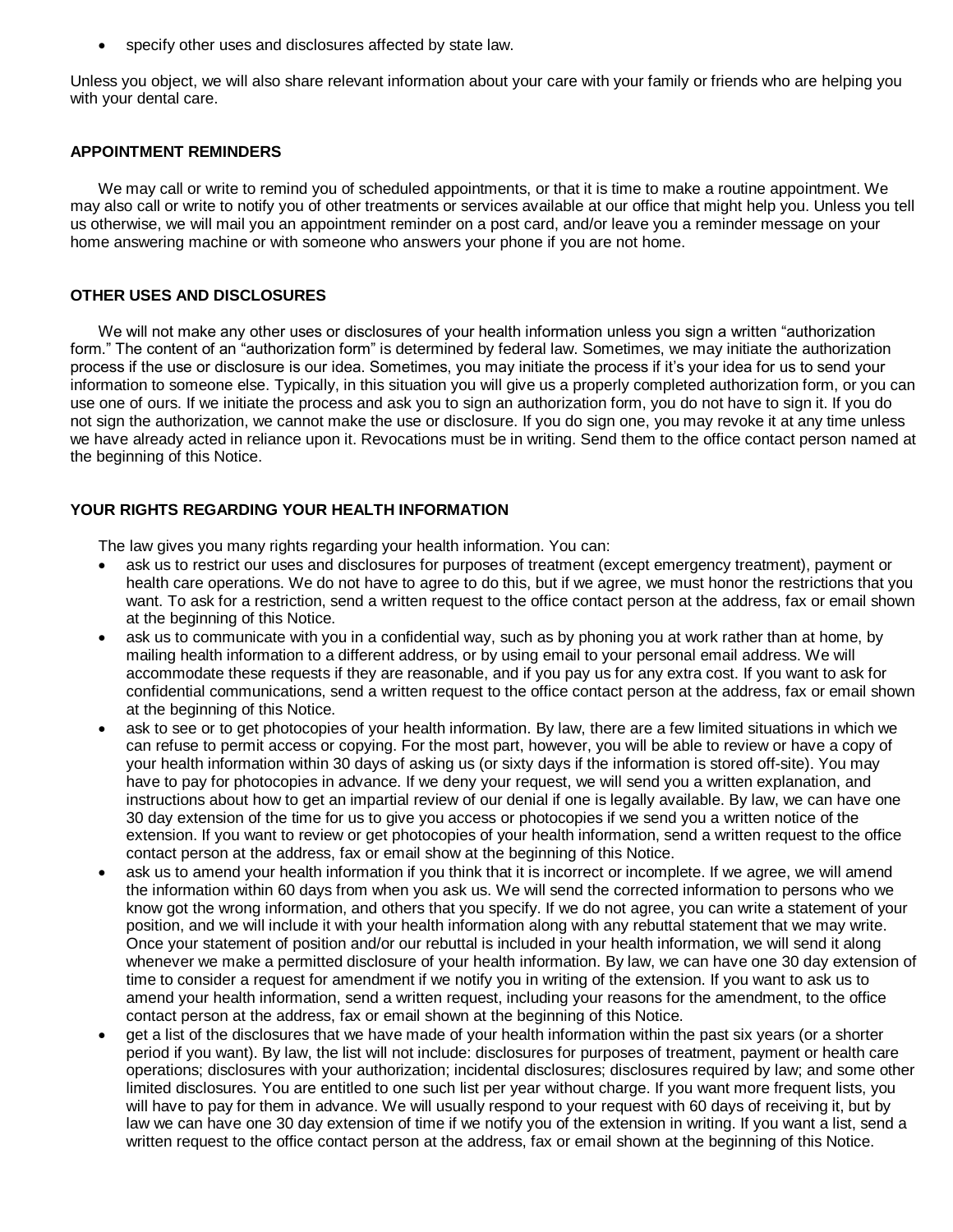- specify other uses and disclosures affected by state law.

Unless you object, we will also share relevant information about your care with your family or friends who are helping you with your dental care.

**APPOINTMENT REMINDERS**

We may call or write to remind you of scheduled appointments, or that it is time to make a routine appointment. We may also call or write to notify you of other treatments or services available at our office that might help you. Unless you tell us otherwise, we will mail you an appointment reminder on a post card, and/or leave you a reminder message on your home answering machine or with someone who answers your phone if you are not home.

**OTHER USES AND DISCLOSURES**

We will not make any other uses or disclosures of your health information unless you sign a written "authorization form." The content of an "authorization form" is determined by federal law. Sometimes, we may initiate the authorization process if the use or disclosure is our idea. Sometimes, you may initiate the process if it's your idea for us to send your information to someone else. Typically, in this situation you will give us a properly completed authorization form, or you can use one of ours. If we initiate the process and ask you to sign an authorization form, you do not have to sign it. If you do not sign the authorization, we cannot make the use or disclosure. If you do sign one, you may revoke it at any time unless we have already acted in reliance upon it. Revocations must be in writing. Send them to the office contact person named at the beginning of this Notice.

**YOUR RIGHTS REGARDING YOUR HEALTH INFORMATION**

The law gives you many rights regarding your health information. You can:

- ask us to restrict our uses and disclosures for purposes of treatment (except emergency treatment), payment or health care operations. We do not have to agree to do this, but if we agree, we must honor the restrictions that you want. To ask for a restriction, send a written request to the office contact person at the address, fax or email shown at the beginning of this Notice.
- ask us to communicate with you in a confidential way, such as by phoning you at work rather than at home, by mailing health information to a different address, or by using email to your personal email address. We will accommodate these requests if they are reasonable, and if you pay us for any extra cost. If you want to ask for confidential communications, send a written request to the office contact person at the address, fax or email shown at the beginning of this Notice.
- ask to see or to get photocopies of your health information. By law, there are a few limited situations in which we can refuse to permit access or copying. For the most part, however, you will be able to review or have a copy of your health information within 30 days of asking us (or sixty days if the information is stored off-site). You may have to pay for photocopies in advance. If we deny your request, we will send you a written explanation, and instructions about how to get an impartial review of our denial if one is legally available. By law, we can have one 30 day extension of the time for us to give you access or photocopies if we send you a written notice of the extension. If you want to review or get photocopies of your health information, send a written request to the office contact person at the address, fax or email show at the beginning of this Notice.
- ask us to amend your health information if you think that it is incorrect or incomplete. If we agree, we will amend the information within 60 days from when you ask us. We will send the corrected information to persons who we know got the wrong information, and others that you specify. If we do not agree, you can write a statement of your position, and we will include it with your health information along with any rebuttal statement that we may write. Once your statement of position and/or our rebuttal is included in your health information, we will send it along whenever we make a permitted disclosure of your health information. By law, we can have one 30 day extension of time to consider a request for amendment if we notify you in writing of the extension. If you want to ask us to amend your health information, send a written request, including your reasons for the amendment, to the office contact person at the address, fax or email shown at the beginning of this Notice.
- get a list of the disclosures that we have made of your health information within the past six years (or a shorter period if you want). By law, the list will not include: disclosures for purposes of treatment, payment or health care operations; disclosures with your authorization; incidental disclosures; disclosures required by law; and some other limited disclosures. You are entitled to one such list per year without charge. If you want more frequent lists, you will have to pay for them in advance. We will usually respond to your request with 60 days of receiving it, but by law we can have one 30 day extension of time if we notify you of the extension in writing. If you want a list, send a written request to the office contact person at the address, fax or email shown at the beginning of this Notice.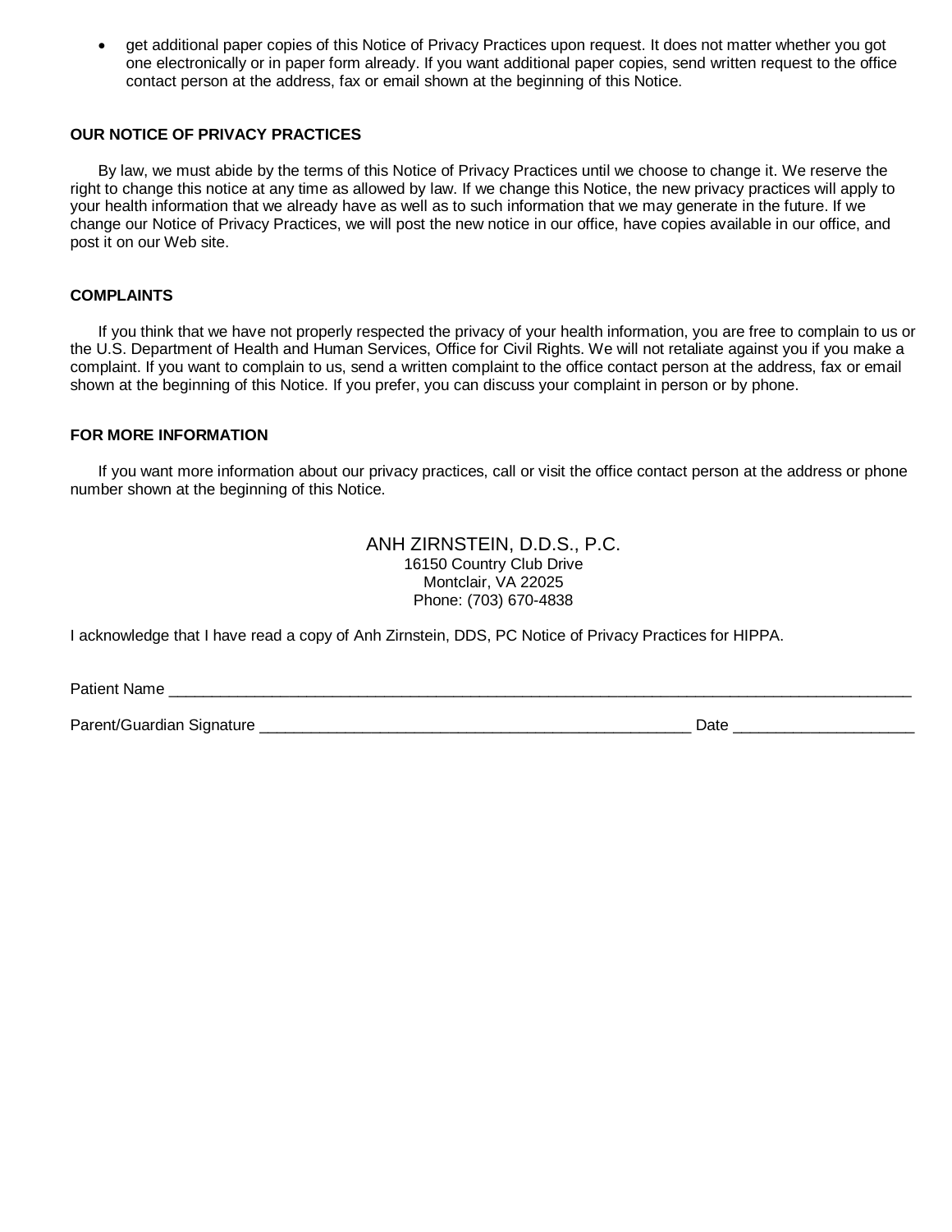- get additional paper copies of this Notice of Privacy Practices upon request. It does not matter whether you got one electronically or in paper form already. If you want additional paper copies, send written request to the office contact person at the address, fax or email shown at the beginning of this Notice.

**OUR NOTICE OF PRIVACY PRACTICES**

By law, we must abide by the terms of this Notice of Privacy Practices until we choose to change it. We reserve the right to change this notice at any time as allowed by law. If we change this Notice, the new privacy practices will apply to your health information that we already have as well as to such information that we may generate in the future. If we change our Notice of Privacy Practices, we will post the new notice in our office, have copies available in our office, and post it on our Web site.

**COMPLAINTS**

If you think that we have not properly respected the privacy of your health information, you are free to complain to us or the U.S. Department of Health and Human Services, Office for Civil Rights. We will not retaliate against you if you make a complaint. If you want to complain to us, send a written complaint to the office contact person at the address, fax or email shown at the beginning of this Notice. If you prefer, you can discuss your complaint in person or by phone.

**FOR MORE INFORMATION**

If you want more information about our privacy practices, call or visit the office contact person at the address or phone number shown at the beginning of this Notice.

ANH ZIRNSTEIN, D.D.S., P.C.
16150 Country Club Drive
Montclair, VA 22025
Phone: (703) 670-4838

I acknowledge that I have read a copy of Anh Zirnstein, DDS, PC Notice of Privacy Practices for HIPPA.

Patient Name ______________________________________________________________________________

Parent/Guardian Signature ________________________________________ Date ____________________